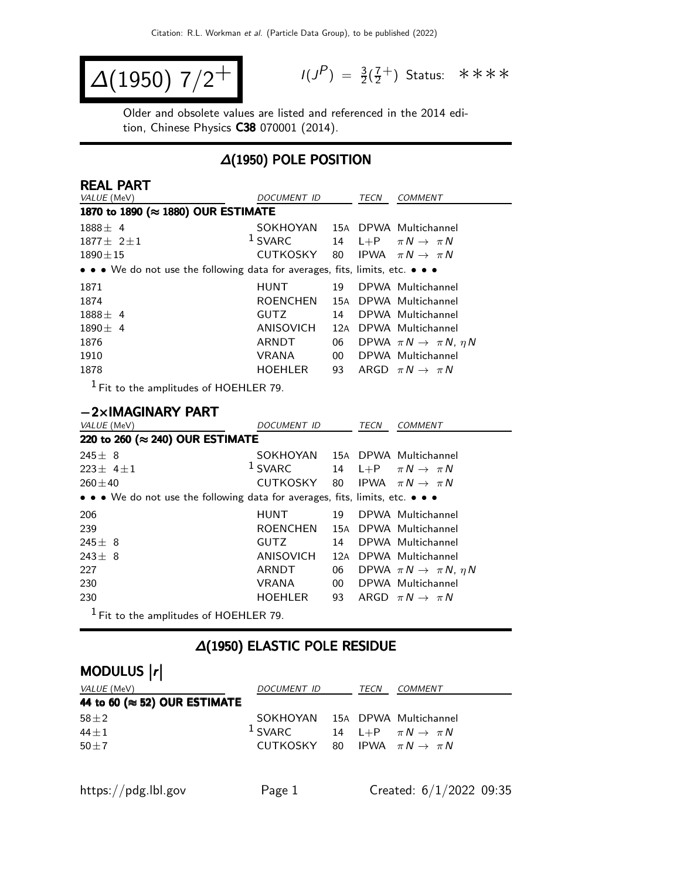# $\Delta(1950)$ $7/2^+$

$I(J^P) = \frac{3}{2}(\frac{7}{2}^+)$ Status: ∗∗∗∗

Older and obsolete values are listed and referenced in the 2014 edition, Chinese Physics **C38** 070001 (2014).

## $\Delta(1950)$ POLE POSITION

### REAL PART

| VALUE (MeV) | DOCUMENT ID | | TECN | COMMENT |
|---|---|---|---|---|
| **1870 to 1890 (≈ 1880) OUR ESTIMATE** | | | | |
| $1888 \pm 4$ | SOKHOYAN | 15A | DPWA | Multichannel |
| $1877 \pm 2 \pm 1$ | [1] SVARC | 14 | L+P | $\pi N \to \pi N$ |
| $1890 \pm 15$ | CUTKOSKY | 80 | IPWA | $\pi N \to \pi N$ |
| • • • We do not use the following data for averages, fits, limits, etc. • • • | | | | |
| 1871 | HUNT | 19 | DPWA | Multichannel |
| 1874 | ROENCHEN | 15A | DPWA | Multichannel |
| $1888 \pm 4$ | GUTZ | 14 | DPWA | Multichannel |
| $1890 \pm 4$ | ANISOVICH | 12A | DPWA | Multichannel |
| 1876 | ARNDT | 06 | DPWA | $\pi N \to \pi N$, $\eta N$ |
| 1910 | VRANA | 00 | DPWA | Multichannel |
| 1878 | HOEHLER | 93 | ARGD | $\pi N \to \pi N$ |

[1] Fit to the amplitudes of HOEHLER 79.

### −2×IMAGINARY PART

| VALUE (MeV) | DOCUMENT ID | | TECN | COMMENT |
|---|---|---|---|---|
| **220 to 260 (≈ 240) OUR ESTIMATE** | | | | |
| $245 \pm 8$ | SOKHOYAN | 15A | DPWA | Multichannel |
| $223 \pm 4 \pm 1$ | [1] SVARC | 14 | L+P | $\pi N \to \pi N$ |
| $260 \pm 40$ | CUTKOSKY | 80 | IPWA | $\pi N \to \pi N$ |
| • • • We do not use the following data for averages, fits, limits, etc. • • • | | | | |
| 206 | HUNT | 19 | DPWA | Multichannel |
| 239 | ROENCHEN | 15A | DPWA | Multichannel |
| $245 \pm 8$ | GUTZ | 14 | DPWA | Multichannel |
| $243 \pm 8$ | ANISOVICH | 12A | DPWA | Multichannel |
| 227 | ARNDT | 06 | DPWA | $\pi N \to \pi N$, $\eta N$ |
| 230 | VRANA | 00 | DPWA | Multichannel |
| 230 | HOEHLER | 93 | ARGD | $\pi N \to \pi N$ |

[1] Fit to the amplitudes of HOEHLER 79.

## $\Delta(1950)$ ELASTIC POLE RESIDUE

### MODULUS $|r|$

| VALUE (MeV) | DOCUMENT ID | | TECN | COMMENT |
|---|---|---|---|---|
| **44 to 60 (≈ 52) OUR ESTIMATE** | | | | |
| $58 \pm 2$ | SOKHOYAN | 15A | DPWA | Multichannel |
| $44 \pm 1$ | [1] SVARC | 14 | L+P | $\pi N \to \pi N$ |
| $50 \pm 7$ | CUTKOSKY | 80 | IPWA | $\pi N \to \pi N$ |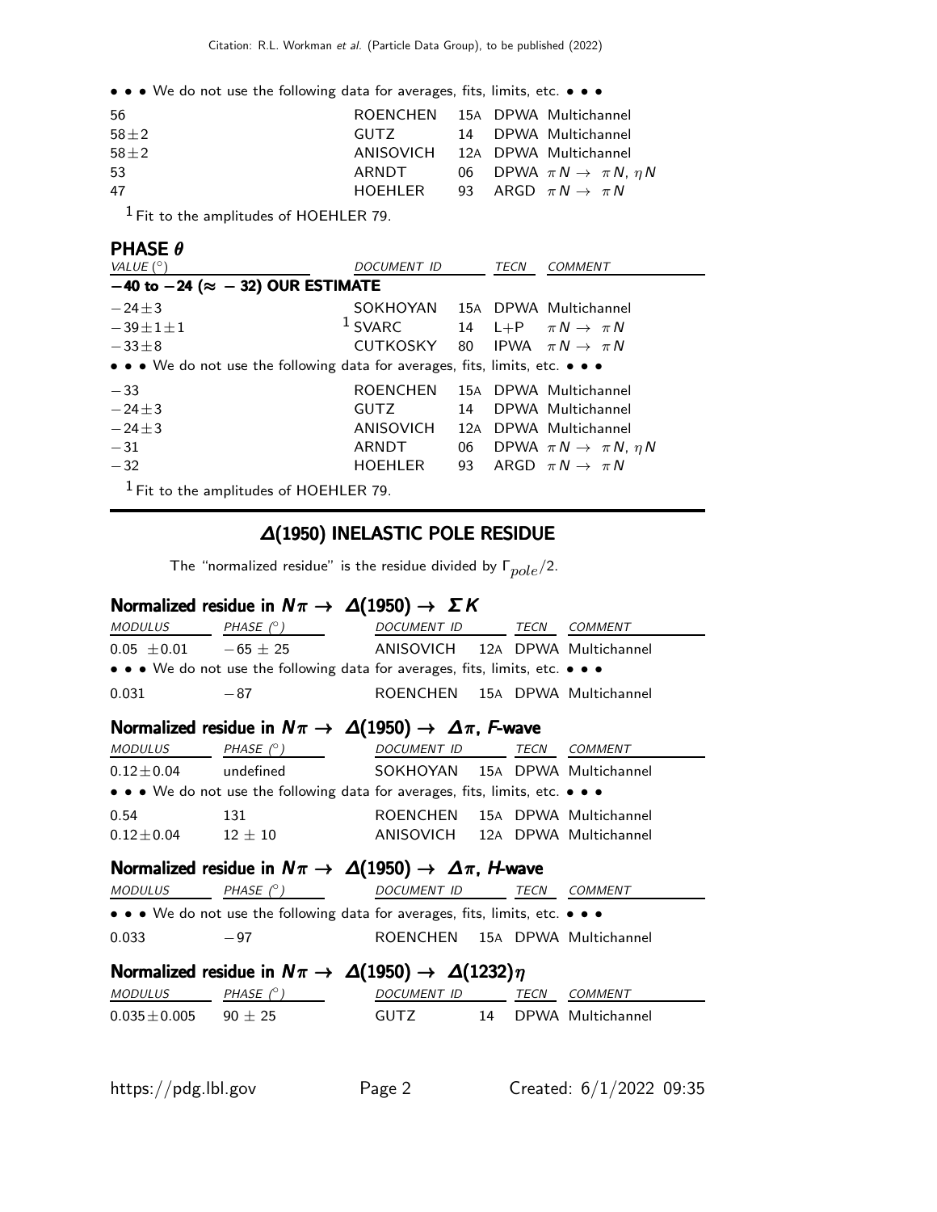• • • We do not use the following data for averages, fits, limits, etc. • • •

| | | | |
|---|---|---|---|
| 56 | ROENCHEN | 15A | DPWA Multichannel |
| 58±2 | GUTZ | 14 | DPWA Multichannel |
| 58±2 | ANISOVICH | 12A | DPWA Multichannel |
| 53 | ARNDT | 06 | DPWA $\pi N \to \pi N$, $\eta N$ |
| 47 | HOEHLER | 93 | ARGD $\pi N \to \pi N$ |

[1] Fit to the amplitudes of HOEHLER 79.

### PHASE $\theta$

| VALUE (°) | DOCUMENT ID | | TECN | COMMENT |
|---|---|---|---|---|
| **−40 to −24 (≈ − 32) OUR ESTIMATE** | | | | |
| −24±3 | SOKHOYAN | 15A | DPWA | Multichannel |
| −39±1±1 | [1] SVARC | 14 | L+P | $\pi N \to \pi N$ |
| −33±8 | CUTKOSKY | 80 | IPWA | $\pi N \to \pi N$ |
| • • • We do not use the following data for averages, fits, limits, etc. • • • | | | | |
| −33 | ROENCHEN | 15A | DPWA | Multichannel |
| −24±3 | GUTZ | 14 | DPWA | Multichannel |
| −24±3 | ANISOVICH | 12A | DPWA | Multichannel |
| −31 | ARNDT | 06 | DPWA | $\pi N \to \pi N$, $\eta N$ |
| −32 | HOEHLER | 93 | ARGD | $\pi N \to \pi N$ |

[1] Fit to the amplitudes of HOEHLER 79.

## $\Delta(1950)$ INELASTIC POLE RESIDUE

The "normalized residue" is the residue divided by $\Gamma_{pole}/2$.

### Normalized residue in $N\pi \to \Delta(1950) \to \Sigma K$

| MODULUS | PHASE (°) | DOCUMENT ID | | TECN | COMMENT |
|---|---|---|---|---|---|
| 0.05 ±0.01 | −65 ± 25 | ANISOVICH | 12A | DPWA | Multichannel |
| • • • We do not use the following data for averages, fits, limits, etc. • • • | | | | | |
| 0.031 | −87 | ROENCHEN | 15A | DPWA | Multichannel |

### Normalized residue in $N\pi \to \Delta(1950) \to \Delta\pi$, *F*-wave

| MODULUS | PHASE (°) | DOCUMENT ID | | TECN | COMMENT |
|---|---|---|---|---|---|
| 0.12±0.04 | undefined | SOKHOYAN | 15A | DPWA | Multichannel |
| • • • We do not use the following data for averages, fits, limits, etc. • • • | | | | | |
| 0.54 | 131 | ROENCHEN | 15A | DPWA | Multichannel |
| 0.12±0.04 | 12 ± 10 | ANISOVICH | 12A | DPWA | Multichannel |

### Normalized residue in $N\pi \to \Delta(1950) \to \Delta\pi$, *H*-wave

| MODULUS | PHASE (°) | DOCUMENT ID | | TECN | COMMENT |
|---|---|---|---|---|---|
| • • • We do not use the following data for averages, fits, limits, etc. • • • | | | | | |
| 0.033 | −97 | ROENCHEN | 15A | DPWA | Multichannel |

### Normalized residue in $N\pi \to \Delta(1950) \to \Delta(1232)\eta$

| MODULUS | PHASE (°) | DOCUMENT ID | | TECN | COMMENT |
|---|---|---|---|---|---|
| 0.035±0.005 | 90 ± 25 | GUTZ | 14 | DPWA | Multichannel |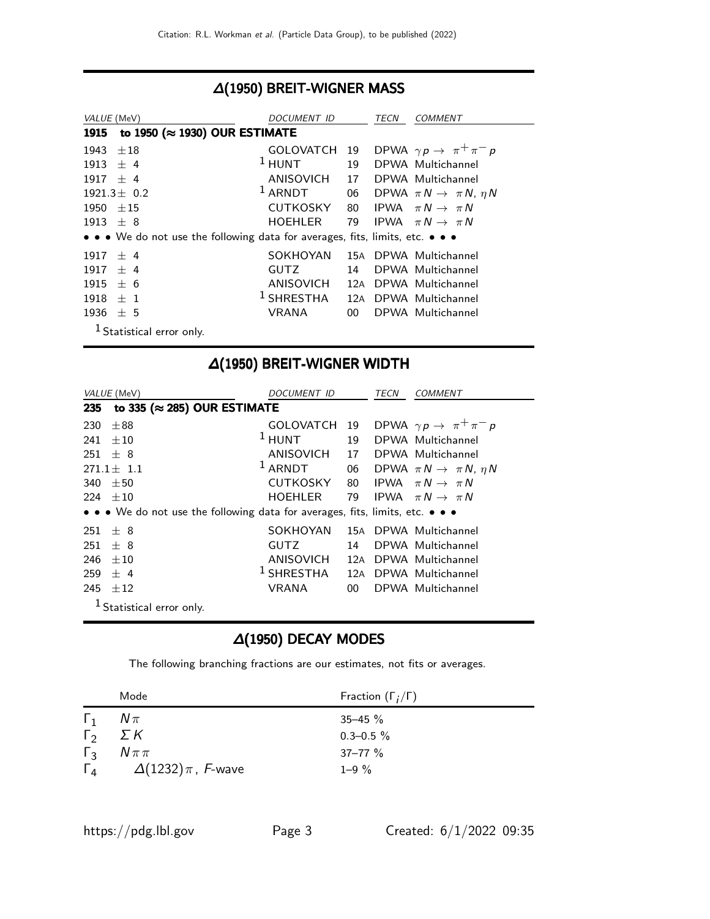## $\Delta(1950)$ BREIT-WIGNER MASS

| VALUE (MeV) | DOCUMENT ID | | TECN | COMMENT |
|---|---|---|---|---|
| **1915 to 1950 (≈ 1930) OUR ESTIMATE** | | | | |
| 1943 ±18 | GOLOVATCH | 19 | DPWA | $\gamma p \rightarrow \pi^+ \pi^- p$ |
| 1913 ± 4 | [1] HUNT | 19 | DPWA | Multichannel |
| 1917 ± 4 | ANISOVICH | 17 | DPWA | Multichannel |
| 1921.3± 0.2 | [1] ARNDT | 06 | DPWA | $\pi N \rightarrow \pi N$, $\eta N$ |
| 1950 ±15 | CUTKOSKY | 80 | IPWA | $\pi N \rightarrow \pi N$ |
| 1913 ± 8 | HOEHLER | 79 | IPWA | $\pi N \rightarrow \pi N$ |
| • • • We do not use the following data for averages, fits, limits, etc. • • • | | | | |
| 1917 ± 4 | SOKHOYAN | 15A | DPWA | Multichannel |
| 1917 ± 4 | GUTZ | 14 | DPWA | Multichannel |
| 1915 ± 6 | ANISOVICH | 12A | DPWA | Multichannel |
| 1918 ± 1 | [1] SHRESTHA | 12A | DPWA | Multichannel |
| 1936 ± 5 | VRANA | 00 | DPWA | Multichannel |

[1] Statistical error only.

## $\Delta(1950)$ BREIT-WIGNER WIDTH

| VALUE (MeV) | DOCUMENT ID | | TECN | COMMENT |
|---|---|---|---|---|
| **235 to 335 (≈ 285) OUR ESTIMATE** | | | | |
| 230 ±88 | GOLOVATCH | 19 | DPWA | $\gamma p \rightarrow \pi^+ \pi^- p$ |
| 241 ±10 | [1] HUNT | 19 | DPWA | Multichannel |
| 251 ± 8 | ANISOVICH | 17 | DPWA | Multichannel |
| 271.1± 1.1 | [1] ARNDT | 06 | DPWA | $\pi N \rightarrow \pi N$, $\eta N$ |
| 340 ±50 | CUTKOSKY | 80 | IPWA | $\pi N \rightarrow \pi N$ |
| 224 ±10 | HOEHLER | 79 | IPWA | $\pi N \rightarrow \pi N$ |
| • • • We do not use the following data for averages, fits, limits, etc. • • • | | | | |
| 251 ± 8 | SOKHOYAN | 15A | DPWA | Multichannel |
| 251 ± 8 | GUTZ | 14 | DPWA | Multichannel |
| 246 ±10 | ANISOVICH | 12A | DPWA | Multichannel |
| 259 ± 4 | [1] SHRESTHA | 12A | DPWA | Multichannel |
| 245 ±12 | VRANA | 00 | DPWA | Multichannel |

[1] Statistical error only.

## $\Delta(1950)$ DECAY MODES

The following branching fractions are our estimates, not fits or averages.

| | Mode | Fraction ($\Gamma_i/\Gamma$) |
|---|---|---|
| $\Gamma_1$ | $N\pi$ | 35–45 % |
| $\Gamma_2$ | $\Sigma K$ | 0.3–0.5 % |
| $\Gamma_3$ | $N\pi\pi$ | 37–77 % |
| $\Gamma_4$ | $\Delta(1232)\pi$ , $F$-wave | 1–9 % |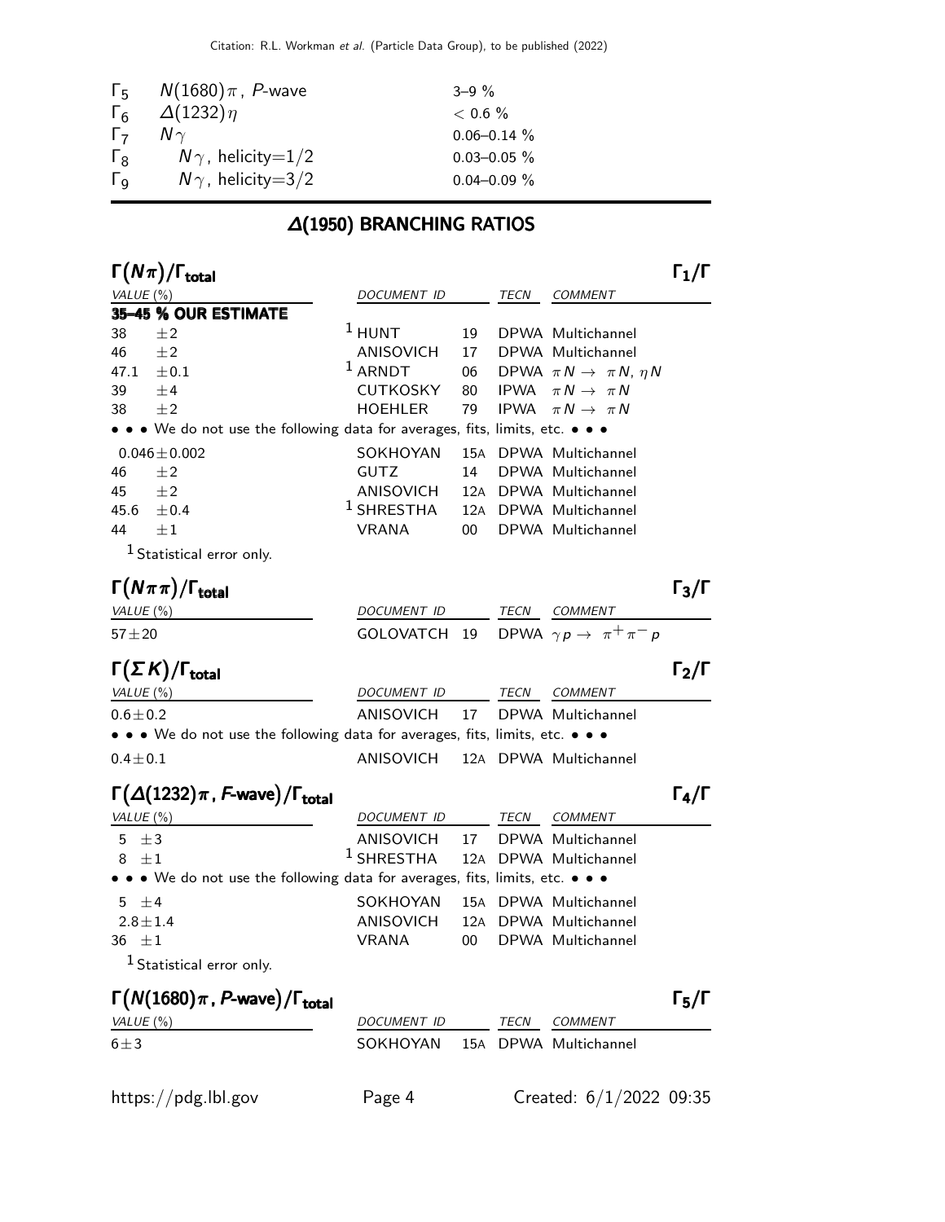| | | |
|---|---|---|
| $\Gamma_5$ | $N(1680)\pi$ , P-wave | 3–9 % |
| $\Gamma_6$ | $\Delta(1232)\eta$ | $< 0.6$ % |
| $\Gamma_7$ | $N\gamma$ | 0.06–0.14 % |
| $\Gamma_8$ | $N\gamma$ , helicity=1/2 | 0.03–0.05 % |
| $\Gamma_9$ | $N\gamma$ , helicity=3/2 | 0.04–0.09 % |

## Δ(1950) BRANCHING RATIOS

### $\Gamma(N\pi)/\Gamma_{total}$ — $\Gamma_1/\Gamma$

| VALUE (%) | DOCUMENT ID | | TECN | COMMENT |
|---|---|---|---|---|
| **35–45 % OUR ESTIMATE** | | | | |
| 38 ±2 | [1] HUNT | 19 | DPWA | Multichannel |
| 46 ±2 | ANISOVICH | 17 | DPWA | Multichannel |
| 47.1 ±0.1 | [1] ARNDT | 06 | DPWA | $\pi N \rightarrow \pi N$, $\eta N$ |
| 39 ±4 | CUTKOSKY | 80 | IPWA | $\pi N \rightarrow \pi N$ |
| 38 ±2 | HOEHLER | 79 | IPWA | $\pi N \rightarrow \pi N$ |
| • • • We do not use the following data for averages, fits, limits, etc. • • • | | | | |
| 0.046±0.002 | SOKHOYAN | 15A | DPWA | Multichannel |
| 46 ±2 | GUTZ | 14 | DPWA | Multichannel |
| 45 ±2 | ANISOVICH | 12A | DPWA | Multichannel |
| 45.6 ±0.4 | [1] SHRESTHA | 12A | DPWA | Multichannel |
| 44 ±1 | VRANA | 00 | DPWA | Multichannel |

[1] Statistical error only.

### $\Gamma(N\pi\pi)/\Gamma_{total}$ — $\Gamma_3/\Gamma$

| VALUE (%) | DOCUMENT ID | | TECN | COMMENT |
|---|---|---|---|---|
| 57±20 | GOLOVATCH | 19 | DPWA | $\gamma p \rightarrow \pi^+\pi^- p$ |

### $\Gamma(\Sigma K)/\Gamma_{total}$ — $\Gamma_2/\Gamma$

| VALUE (%) | DOCUMENT ID | | TECN | COMMENT |
|---|---|---|---|---|
| 0.6±0.2 | ANISOVICH | 17 | DPWA | Multichannel |
| • • • We do not use the following data for averages, fits, limits, etc. • • • | | | | |
| 0.4±0.1 | ANISOVICH | 12A | DPWA | Multichannel |

### $\Gamma(\Delta(1232)\pi$ , F-wave$)/\Gamma_{total}$ — $\Gamma_4/\Gamma$

| VALUE (%) | DOCUMENT ID | | TECN | COMMENT |
|---|---|---|---|---|
| 5 ±3 | ANISOVICH | 17 | DPWA | Multichannel |
| 8 ±1 | [1] SHRESTHA | 12A | DPWA | Multichannel |
| • • • We do not use the following data for averages, fits, limits, etc. • • • | | | | |
| 5 ±4 | SOKHOYAN | 15A | DPWA | Multichannel |
| 2.8±1.4 | ANISOVICH | 12A | DPWA | Multichannel |
| 36 ±1 | VRANA | 00 | DPWA | Multichannel |

[1] Statistical error only.

### $\Gamma(N(1680)\pi$ , P-wave$)/\Gamma_{total}$ — $\Gamma_5/\Gamma$

| VALUE (%) | DOCUMENT ID | | TECN | COMMENT |
|---|---|---|---|---|
| 6±3 | SOKHOYAN | 15A | DPWA | Multichannel |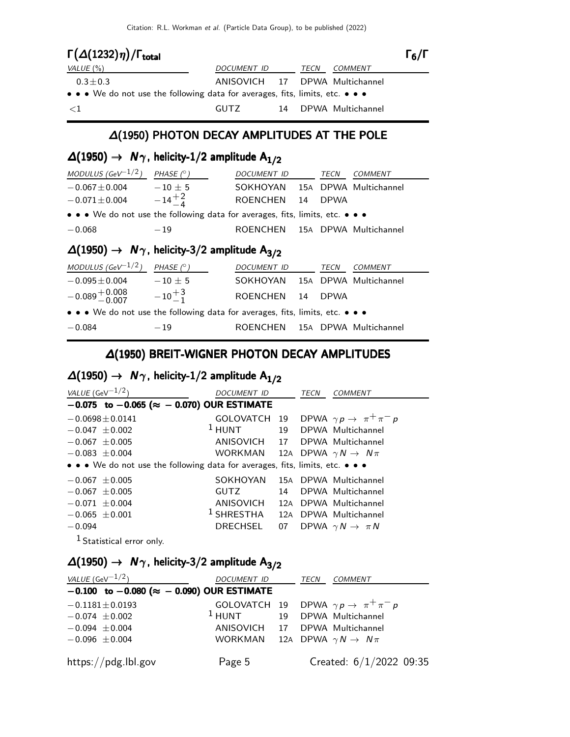### $\Gamma(\Delta(1232)\eta)/\Gamma_{total}$ — $\Gamma_6/\Gamma$

| VALUE (%) | DOCUMENT ID | | TECN | COMMENT |
|---|---|---|---|---|
| $0.3 \pm 0.3$ | ANISOVICH | 17 | DPWA | Multichannel |
| • • • We do not use the following data for averages, fits, limits, etc. • • • | | | | |
| $<1$ | GUTZ | 14 | DPWA | Multichannel |

## Δ(1950) PHOTON DECAY AMPLITUDES AT THE POLE

### $\Delta(1950) \rightarrow N\gamma$, helicity-1/2 amplitude $A_{1/2}$

| MODULUS (GeV$^{-1/2}$) | PHASE (°) | DOCUMENT ID | | TECN | COMMENT |
|---|---|---|---|---|---|
| $-0.067 \pm 0.004$ | $-10 \pm 5$ | SOKHOYAN | 15A | DPWA | Multichannel |
| $-0.071 \pm 0.004$ | $-14^{+2}_{-4}$ | ROENCHEN | 14 | DPWA | |
| • • • We do not use the following data for averages, fits, limits, etc. • • • | | | | | |
| $-0.068$ | $-19$ | ROENCHEN | 15A | DPWA | Multichannel |

### $\Delta(1950) \rightarrow N\gamma$, helicity-3/2 amplitude $A_{3/2}$

| MODULUS (GeV$^{-1/2}$) | PHASE (°) | DOCUMENT ID | | TECN | COMMENT |
|---|---|---|---|---|---|
| $-0.095 \pm 0.004$ | $-10 \pm 5$ | SOKHOYAN | 15A | DPWA | Multichannel |
| $-0.089^{+0.008}_{-0.007}$ | $-10^{+3}_{-1}$ | ROENCHEN | 14 | DPWA | |
| • • • We do not use the following data for averages, fits, limits, etc. • • • | | | | | |
| $-0.084$ | $-19$ | ROENCHEN | 15A | DPWA | Multichannel |

## Δ(1950) BREIT-WIGNER PHOTON DECAY AMPLITUDES

### $\Delta(1950) \rightarrow N\gamma$, helicity-1/2 amplitude $A_{1/2}$

| VALUE (GeV$^{-1/2}$) | DOCUMENT ID | | TECN | COMMENT |
|---|---|---|---|---|
| **$-0.075$ to $-0.065$ ($\approx -0.070$) OUR ESTIMATE** | | | | |
| $-0.0698 \pm 0.0141$ | GOLOVATCH | 19 | DPWA | $\gamma p \rightarrow \pi^+ \pi^- p$ |
| $-0.047 \pm 0.002$ | [1] HUNT | 19 | DPWA | Multichannel |
| $-0.067 \pm 0.005$ | ANISOVICH | 17 | DPWA | Multichannel |
| $-0.083 \pm 0.004$ | WORKMAN | 12A | DPWA | $\gamma N \rightarrow N\pi$ |
| • • • We do not use the following data for averages, fits, limits, etc. • • • | | | | |
| $-0.067 \pm 0.005$ | SOKHOYAN | 15A | DPWA | Multichannel |
| $-0.067 \pm 0.005$ | GUTZ | 14 | DPWA | Multichannel |
| $-0.071 \pm 0.004$ | ANISOVICH | 12A | DPWA | Multichannel |
| $-0.065 \pm 0.001$ | [1] SHRESTHA | 12A | DPWA | Multichannel |
| $-0.094$ | DRECHSEL | 07 | DPWA | $\gamma N \rightarrow \pi N$ |

[1] Statistical error only.

### $\Delta(1950) \rightarrow N\gamma$, helicity-3/2 amplitude $A_{3/2}$

| VALUE (GeV$^{-1/2}$) | DOCUMENT ID | | TECN | COMMENT |
|---|---|---|---|---|
| **$-0.100$ to $-0.080$ ($\approx -0.090$) OUR ESTIMATE** | | | | |
| $-0.1181 \pm 0.0193$ | GOLOVATCH | 19 | DPWA | $\gamma p \rightarrow \pi^+ \pi^- p$ |
| $-0.074 \pm 0.002$ | [1] HUNT | 19 | DPWA | Multichannel |
| $-0.094 \pm 0.004$ | ANISOVICH | 17 | DPWA | Multichannel |
| $-0.096 \pm 0.004$ | WORKMAN | 12A | DPWA | $\gamma N \rightarrow N\pi$ |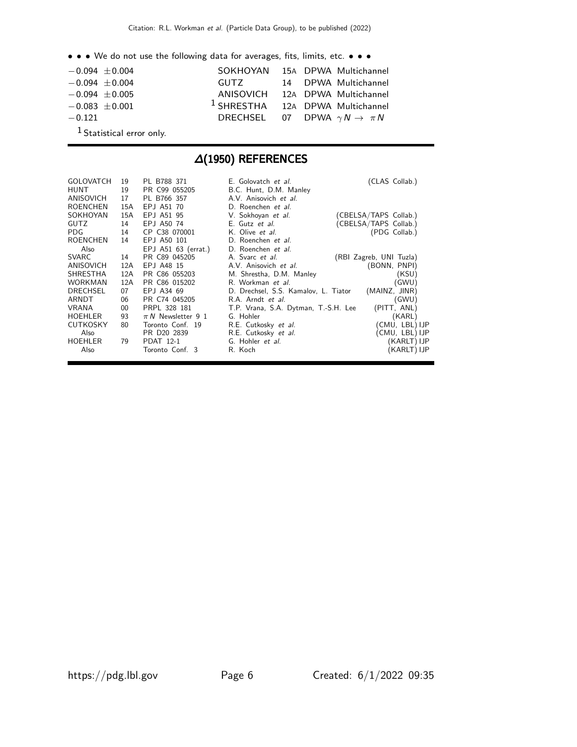• • • We do not use the following data for averages, fits, limits, etc. • • •

| | | | |
|---|---|---|---|
| $-0.094 \pm 0.004$ | SOKHOYAN | 15A | DPWA Multichannel |
| $-0.094 \pm 0.004$ | GUTZ | 14 | DPWA Multichannel |
| $-0.094 \pm 0.005$ | ANISOVICH | 12A | DPWA Multichannel |
| $-0.083 \pm 0.001$ | [1] SHRESTHA | 12A | DPWA Multichannel |
| $-0.121$ | DRECHSEL | 07 | DPWA $\gamma N \rightarrow \pi N$ |

[1] Statistical error only.

## Δ(1950) REFERENCES

| | | | | |
|---|---|---|---|---|
| GOLOVATCH | 19 | PL B788 371 | E. Golovatch *et al.* | (CLAS Collab.) |
| HUNT | 19 | PR C99 055205 | B.C. Hunt, D.M. Manley | |
| ANISOVICH | 17 | PL B766 357 | A.V. Anisovich *et al.* | |
| ROENCHEN | 15A | EPJ A51 70 | D. Roenchen *et al.* | |
| SOKHOYAN | 15A | EPJ A51 95 | V. Sokhoyan *et al.* | (CBELSA/TAPS Collab.) |
| GUTZ | 14 | EPJ A50 74 | E. Gutz *et al.* | (CBELSA/TAPS Collab.) |
| PDG | 14 | CP C38 070001 | K. Olive *et al.* | (PDG Collab.) |
| ROENCHEN | 14 | EPJ A50 101 | D. Roenchen *et al.* | |
| Also | | EPJ A51 63 (errat.) | D. Roenchen *et al.* | |
| SVARC | 14 | PR C89 045205 | A. Svarc *et al.* | (RBI Zagreb, UNI Tuzla) |
| ANISOVICH | 12A | EPJ A48 15 | A.V. Anisovich *et al.* | (BONN, PNPI) |
| SHRESTHA | 12A | PR C86 055203 | M. Shrestha, D.M. Manley | (KSU) |
| WORKMAN | 12A | PR C86 015202 | R. Workman *et al.* | (GWU) |
| DRECHSEL | 07 | EPJ A34 69 | D. Drechsel, S.S. Kamalov, L. Tiator | (MAINZ, JINR) |
| ARNDT | 06 | PR C74 045205 | R.A. Arndt *et al.* | (GWU) |
| VRANA | 00 | PRPL 328 181 | T.P. Vrana, S.A. Dytman, T.-S.H. Lee | (PITT, ANL) |
| HOEHLER | 93 | $\pi N$ Newsletter 9 1 | G. Hohler | (KARL) |
| CUTKOSKY | 80 | Toronto Conf. 19 | R.E. Cutkosky *et al.* | (CMU, LBL) IJP |
| Also | | PR D20 2839 | R.E. Cutkosky *et al.* | (CMU, LBL) IJP |
| HOEHLER | 79 | PDAT 12-1 | G. Hohler *et al.* | (KARLT) IJP |
| Also | | Toronto Conf. 3 | R. Koch | (KARLT) IJP |